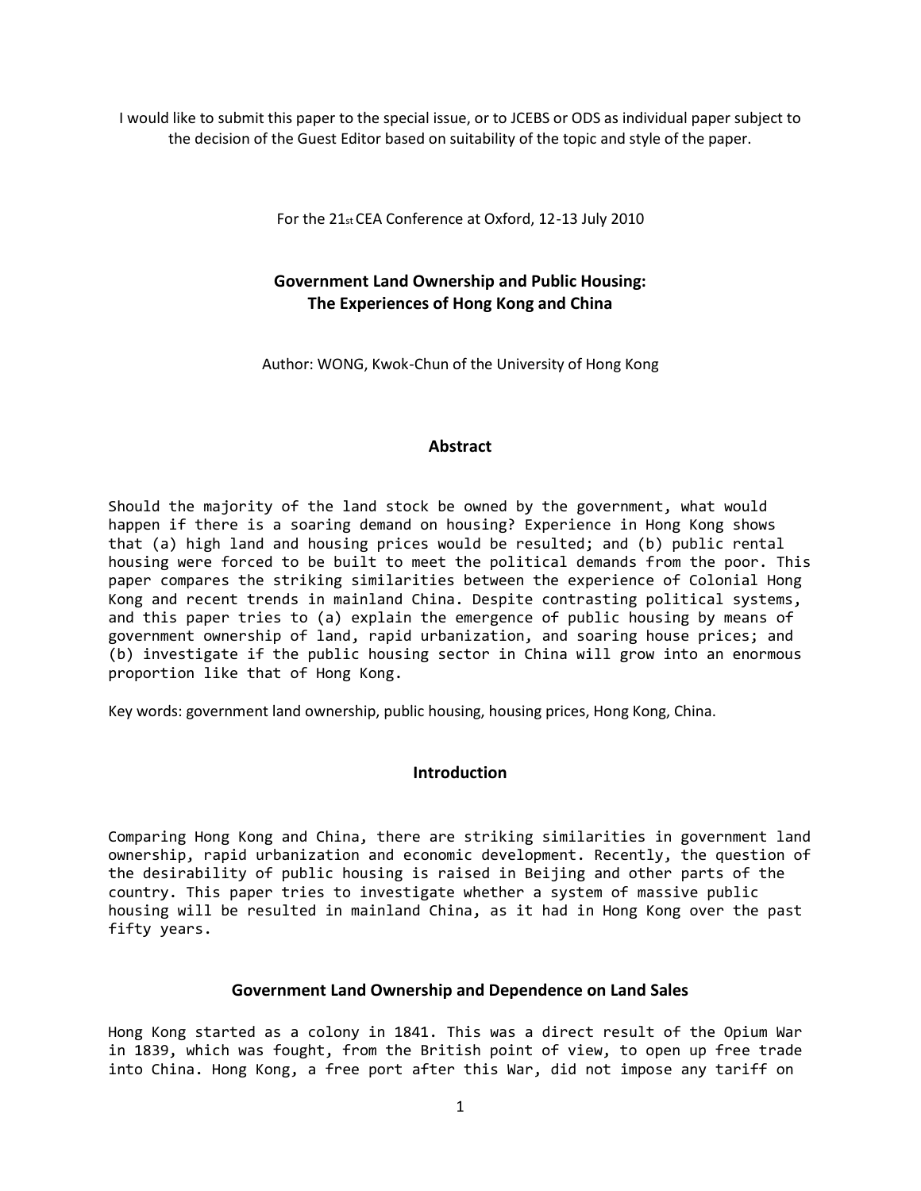I would like to submit this paper to the special issue, or to JCEBS or ODS as individual paper subject to the decision of the Guest Editor based on suitability of the topic and style of the paper.

For the 21st CEA Conference at Oxford, 12-13 July 2010

# Government Land Ownership and Public Housing: The Experiences of Hong Kong and China

Author: WONG, Kwok-Chun of the University of Hong Kong

## Abstract

Should the majority of the land stock be owned by the government, what would happen if there is a soaring demand on housing? Experience in Hong Kong shows that (a) high land and housing prices would be resulted; and (b) public rental housing were forced to be built to meet the political demands from the poor. This paper compares the striking similarities between the experience of Colonial Hong Kong and recent trends in mainland China. Despite contrasting political systems, and this paper tries to (a) explain the emergence of public housing by means of government ownership of land, rapid urbanization, and soaring house prices; and (b) investigate if the public housing sector in China will grow into an enormous proportion like that of Hong Kong.

Key words: government land ownership, public housing, housing prices, Hong Kong, China.

## Introduction

Comparing Hong Kong and China, there are striking similarities in government land ownership, rapid urbanization and economic development. Recently, the question of the desirability of public housing is raised in Beijing and other parts of the country. This paper tries to investigate whether a system of massive public housing will be resulted in mainland China, as it had in Hong Kong over the past fifty years.

## Government Land Ownership and Dependence on Land Sales

Hong Kong started as a colony in 1841. This was a direct result of the Opium War in 1839, which was fought, from the British point of view, to open up free trade into China. Hong Kong, a free port after this War, did not impose any tariff on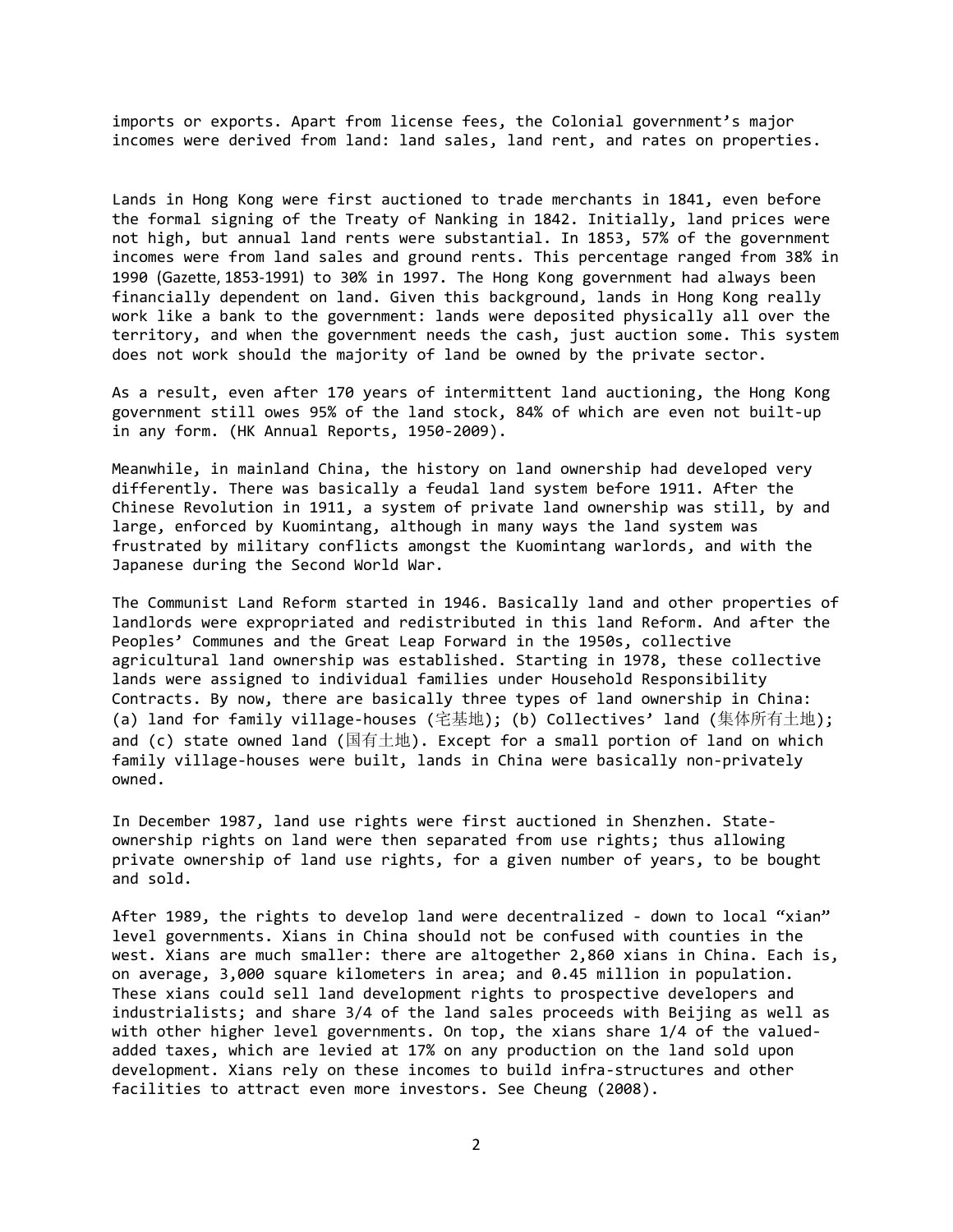imports or exports. Apart from license fees, the Colonial government's major incomes were derived from land: land sales, land rent, and rates on properties.

Lands in Hong Kong were first auctioned to trade merchants in 1841, even before the formal signing of the Treaty of Nanking in 1842. Initially, land prices were not high, but annual land rents were substantial. In 1853, 57% of the government incomes were from land sales and ground rents. This percentage ranged from 38% in 1990 (Gazette, 1853-1991) to 30% in 1997. The Hong Kong government had always been financially dependent on land. Given this background, lands in Hong Kong really work like a bank to the government: lands were deposited physically all over the territory, and when the government needs the cash, just auction some. This system does not work should the majority of land be owned by the private sector.

As a result, even after 170 years of intermittent land auctioning, the Hong Kong government still owes 95% of the land stock, 84% of which are even not built-up in any form. (HK Annual Reports, 1950-2009).

Meanwhile, in mainland China, the history on land ownership had developed very differently. There was basically a feudal land system before 1911. After the Chinese Revolution in 1911, a system of private land ownership was still, by and large, enforced by Kuomintang, although in many ways the land system was frustrated by military conflicts amongst the Kuomintang warlords, and with the Japanese during the Second World War.

The Communist Land Reform started in 1946. Basically land and other properties of landlords were expropriated and redistributed in this land Reform. And after the Peoples' Communes and the Great Leap Forward in the 1950s, collective agricultural land ownership was established. Starting in 1978, these collective lands were assigned to individual families under Household Responsibility Contracts. By now, there are basically three types of land ownership in China: (a) land for family village-houses (宅基地); (b) Collectives' land (集体所有土地); and (c) state owned land (国有土地). Except for a small portion of land on which family village-houses were built, lands in China were basically non-privately owned.

In December 1987, land use rights were first auctioned in Shenzhen. State-ownership rights on land were then separated from use rights; thus allowing private ownership of land use rights, for a given number of years, to be bought and sold.

After 1989, the rights to develop land were decentralized - down to local "xian" level governments. Xians in China should not be confused with counties in the west. Xians are much smaller: there are altogether 2,860 xians in China. Each is, on average, 3,000 square kilometers in area; and 0.45 million in population. These xians could sell land development rights to prospective developers and industrialists; and share 3/4 of the land sales proceeds with Beijing as well as with other higher level governments. On top, the xians share 1/4 of the valued-added taxes, which are levied at 17% on any production on the land sold upon development. Xians rely on these incomes to build infra-structures and other facilities to attract even more investors. See Cheung (2008).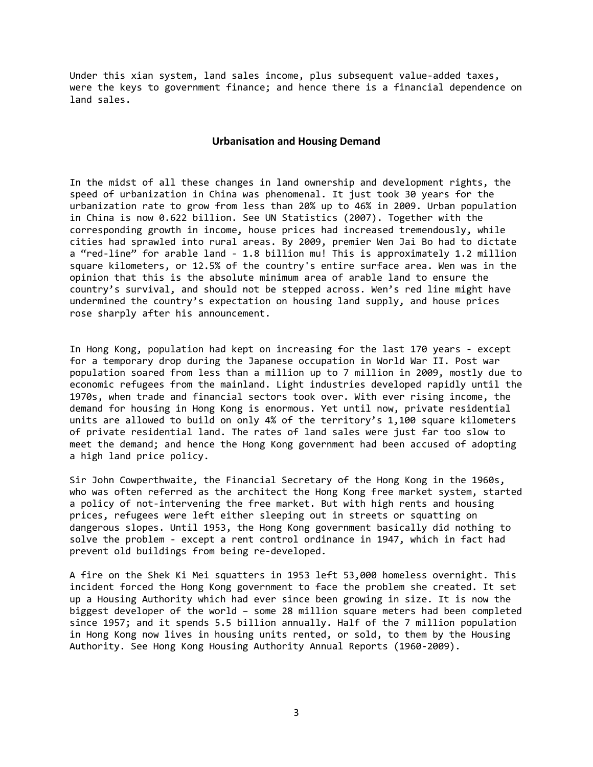Under this xian system, land sales income, plus subsequent value-added taxes, were the keys to government finance; and hence there is a financial dependence on land sales.

## Urbanisation and Housing Demand

In the midst of all these changes in land ownership and development rights, the speed of urbanization in China was phenomenal. It just took 30 years for the urbanization rate to grow from less than 20% up to 46% in 2009. Urban population in China is now 0.622 billion. See UN Statistics (2007). Together with the corresponding growth in income, house prices had increased tremendously, while cities had sprawled into rural areas. By 2009, premier Wen Jai Bo had to dictate a "red-line" for arable land - 1.8 billion mu! This is approximately 1.2 million square kilometers, or 12.5% of the country's entire surface area. Wen was in the opinion that this is the absolute minimum area of arable land to ensure the country's survival, and should not be stepped across. Wen's red line might have undermined the country's expectation on housing land supply, and house prices rose sharply after his announcement.

In Hong Kong, population had kept on increasing for the last 170 years - except for a temporary drop during the Japanese occupation in World War II. Post war population soared from less than a million up to 7 million in 2009, mostly due to economic refugees from the mainland. Light industries developed rapidly until the 1970s, when trade and financial sectors took over. With ever rising income, the demand for housing in Hong Kong is enormous. Yet until now, private residential units are allowed to build on only 4% of the territory's 1,100 square kilometers of private residential land. The rates of land sales were just far too slow to meet the demand; and hence the Hong Kong government had been accused of adopting a high land price policy.

Sir John Cowperthwaite, the Financial Secretary of the Hong Kong in the 1960s, who was often referred as the architect the Hong Kong free market system, started a policy of not-intervening the free market. But with high rents and housing prices, refugees were left either sleeping out in streets or squatting on dangerous slopes. Until 1953, the Hong Kong government basically did nothing to solve the problem - except a rent control ordinance in 1947, which in fact had prevent old buildings from being re-developed.

A fire on the Shek Ki Mei squatters in 1953 left 53,000 homeless overnight. This incident forced the Hong Kong government to face the problem she created. It set up a Housing Authority which had ever since been growing in size. It is now the biggest developer of the world – some 28 million square meters had been completed since 1957; and it spends 5.5 billion annually. Half of the 7 million population in Hong Kong now lives in housing units rented, or sold, to them by the Housing Authority. See Hong Kong Housing Authority Annual Reports (1960-2009).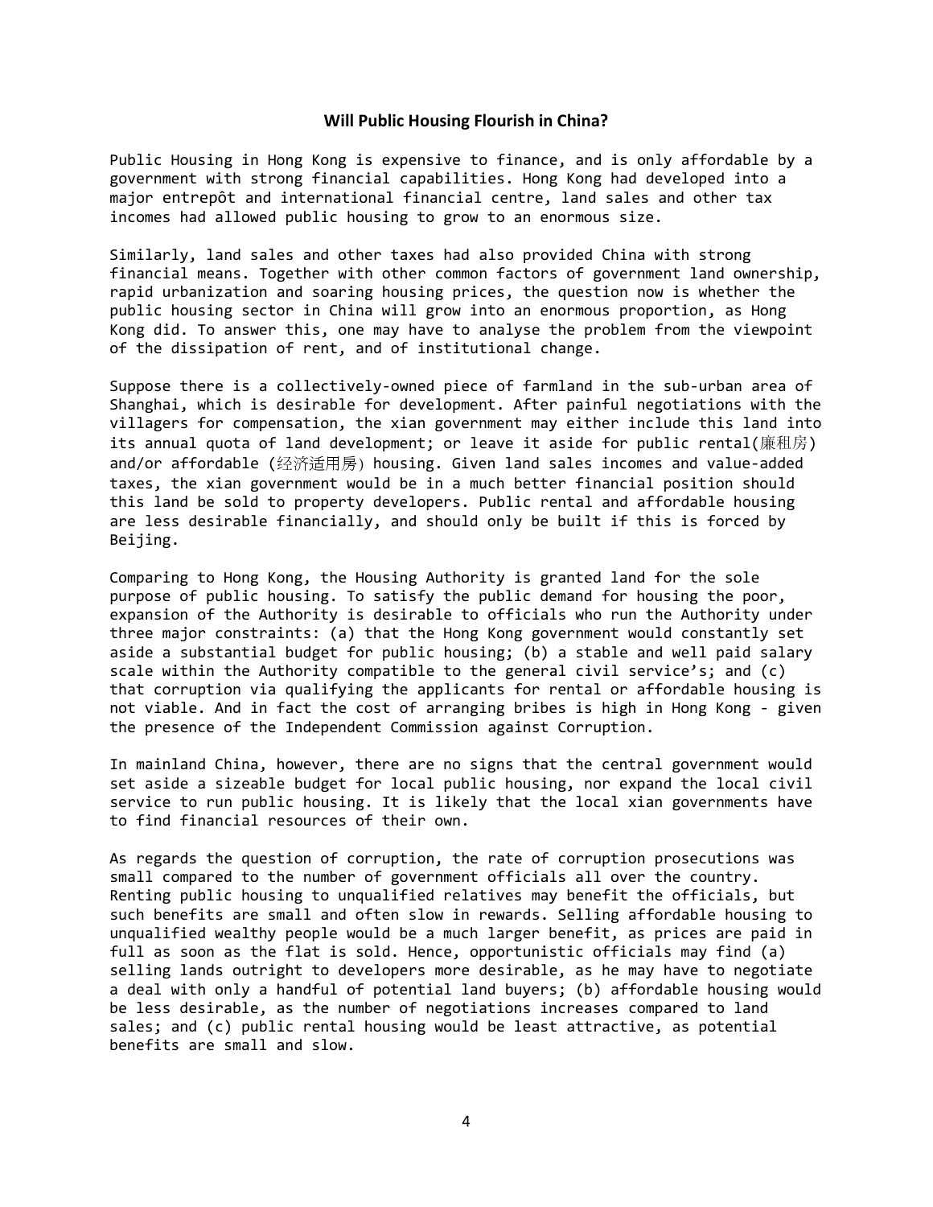### Will Public Housing Flourish in China?

Public Housing in Hong Kong is expensive to finance, and is only affordable by a government with strong financial capabilities. Hong Kong had developed into a major entrepôt and international financial centre, land sales and other tax incomes had allowed public housing to grow to an enormous size.

Similarly, land sales and other taxes had also provided China with strong financial means. Together with other common factors of government land ownership, rapid urbanization and soaring housing prices, the question now is whether the public housing sector in China will grow into an enormous proportion, as Hong Kong did. To answer this, one may have to analyse the problem from the viewpoint of the dissipation of rent, and of institutional change.

Suppose there is a collectively-owned piece of farmland in the sub-urban area of Shanghai, which is desirable for development. After painful negotiations with the villagers for compensation, the xian government may either include this land into its annual quota of land development; or leave it aside for public rental(廉租房) and/or affordable (经济适用房) housing. Given land sales incomes and value-added taxes, the xian government would be in a much better financial position should this land be sold to property developers. Public rental and affordable housing are less desirable financially, and should only be built if this is forced by Beijing.

Comparing to Hong Kong, the Housing Authority is granted land for the sole purpose of public housing. To satisfy the public demand for housing the poor, expansion of the Authority is desirable to officials who run the Authority under three major constraints: (a) that the Hong Kong government would constantly set aside a substantial budget for public housing; (b) a stable and well paid salary scale within the Authority compatible to the general civil service's; and (c) that corruption via qualifying the applicants for rental or affordable housing is not viable. And in fact the cost of arranging bribes is high in Hong Kong - given the presence of the Independent Commission against Corruption.

In mainland China, however, there are no signs that the central government would set aside a sizeable budget for local public housing, nor expand the local civil service to run public housing. It is likely that the local xian governments have to find financial resources of their own.

As regards the question of corruption, the rate of corruption prosecutions was small compared to the number of government officials all over the country. Renting public housing to unqualified relatives may benefit the officials, but such benefits are small and often slow in rewards. Selling affordable housing to unqualified wealthy people would be a much larger benefit, as prices are paid in full as soon as the flat is sold. Hence, opportunistic officials may find (a) selling lands outright to developers more desirable, as he may have to negotiate a deal with only a handful of potential land buyers; (b) affordable housing would be less desirable, as the number of negotiations increases compared to land sales; and (c) public rental housing would be least attractive, as potential benefits are small and slow.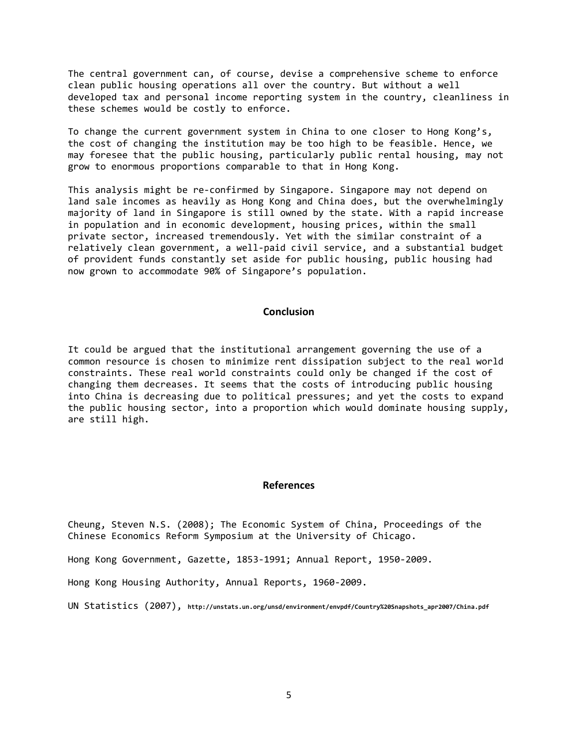The central government can, of course, devise a comprehensive scheme to enforce clean public housing operations all over the country. But without a well developed tax and personal income reporting system in the country, cleanliness in these schemes would be costly to enforce.

To change the current government system in China to one closer to Hong Kong's, the cost of changing the institution may be too high to be feasible. Hence, we may foresee that the public housing, particularly public rental housing, may not grow to enormous proportions comparable to that in Hong Kong.

This analysis might be re-confirmed by Singapore. Singapore may not depend on land sale incomes as heavily as Hong Kong and China does, but the overwhelmingly majority of land in Singapore is still owned by the state. With a rapid increase in population and in economic development, housing prices, within the small private sector, increased tremendously. Yet with the similar constraint of a relatively clean government, a well-paid civil service, and a substantial budget of provident funds constantly set aside for public housing, public housing had now grown to accommodate 90% of Singapore's population.

## Conclusion

It could be argued that the institutional arrangement governing the use of a common resource is chosen to minimize rent dissipation subject to the real world constraints. These real world constraints could only be changed if the cost of changing them decreases. It seems that the costs of introducing public housing into China is decreasing due to political pressures; and yet the costs to expand the public housing sector, into a proportion which would dominate housing supply, are still high.

## References

Cheung, Steven N.S. (2008); The Economic System of China, Proceedings of the Chinese Economics Reform Symposium at the University of Chicago.

Hong Kong Government, Gazette, 1853-1991; Annual Report, 1950-2009.

Hong Kong Housing Authority, Annual Reports, 1960-2009.

UN Statistics (2007), http://unstats.un.org/unsd/environment/envpdf/Country%20Snapshots_apr2007/China.pdf